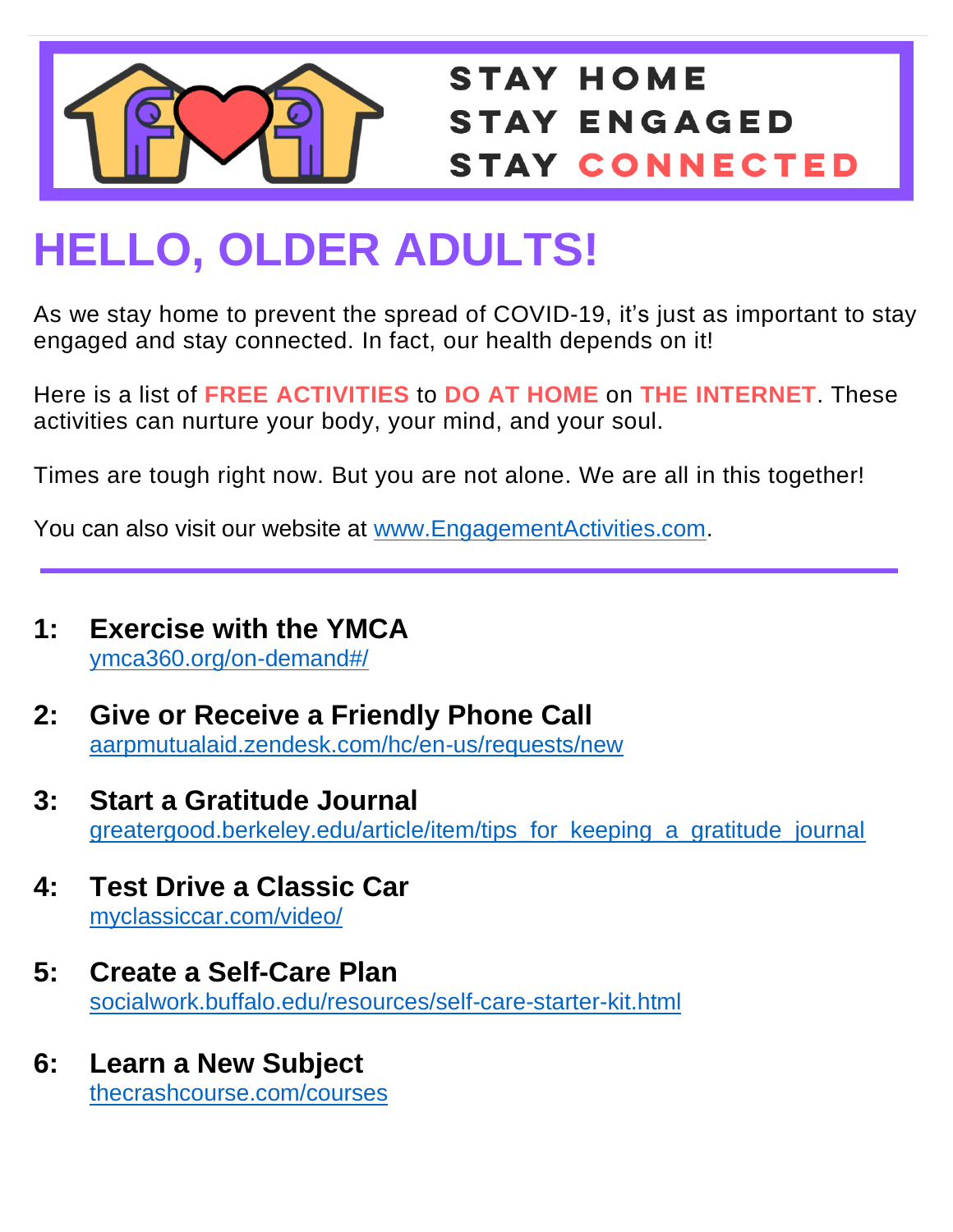STAY HOME
STAY ENGAGED
STAY CONNECTED

# HELLO, OLDER ADULTS!

As we stay home to prevent the spread of COVID-19, it's just as important to stay engaged and stay connected. In fact, our health depends on it!

Here is a list of **FREE ACTIVITIES** to **DO AT HOME** on **THE INTERNET**. These activities can nurture your body, your mind, and your soul.

Times are tough right now. But you are not alone. We are all in this together!

You can also visit our website at [www.EngagementActivities.com](http://www.EngagementActivities.com).

---

**1: Exercise with the YMCA**
ymca360.org/on-demand#/

**2: Give or Receive a Friendly Phone Call**
aarpmutualaid.zendesk.com/hc/en-us/requests/new

**3: Start a Gratitude Journal**
greatergood.berkeley.edu/article/item/tips_for_keeping_a_gratitude_journal

**4: Test Drive a Classic Car**
myclassiccar.com/video/

**5: Create a Self-Care Plan**
socialwork.buffalo.edu/resources/self-care-starter-kit.html

**6: Learn a New Subject**
thecrashcourse.com/courses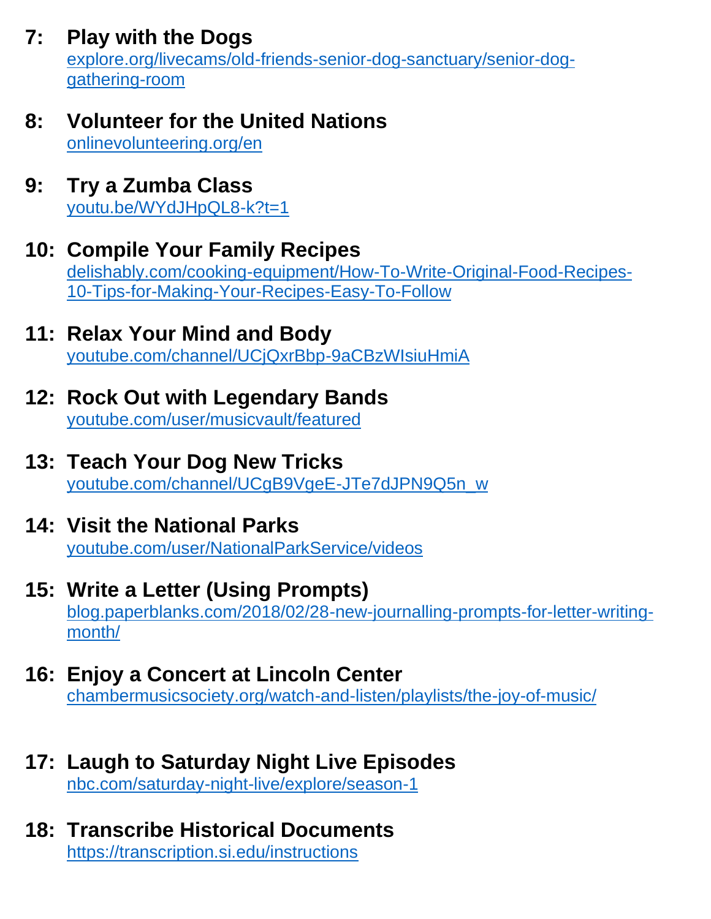**7: Play with the Dogs**
explore.org/livecams/old-friends-senior-dog-sanctuary/senior-dog-gathering-room

**8: Volunteer for the United Nations**
onlinevolunteering.org/en

**9: Try a Zumba Class**
youtu.be/WYdJHpQL8-k?t=1

**10: Compile Your Family Recipes**
delishably.com/cooking-equipment/How-To-Write-Original-Food-Recipes-10-Tips-for-Making-Your-Recipes-Easy-To-Follow

**11: Relax Your Mind and Body**
youtube.com/channel/UCjQxrBbp-9aCBzWIsiuHmiA

**12: Rock Out with Legendary Bands**
youtube.com/user/musicvault/featured

**13: Teach Your Dog New Tricks**
youtube.com/channel/UCgB9VgeE-JTe7dJPN9Q5n_w

**14: Visit the National Parks**
youtube.com/user/NationalParkService/videos

**15: Write a Letter (Using Prompts)**
blog.paperblanks.com/2018/02/28-new-journalling-prompts-for-letter-writing-month/

**16: Enjoy a Concert at Lincoln Center**
chambermusicsociety.org/watch-and-listen/playlists/the-joy-of-music/

**17: Laugh to Saturday Night Live Episodes**
nbc.com/saturday-night-live/explore/season-1

**18: Transcribe Historical Documents**
https://transcription.si.edu/instructions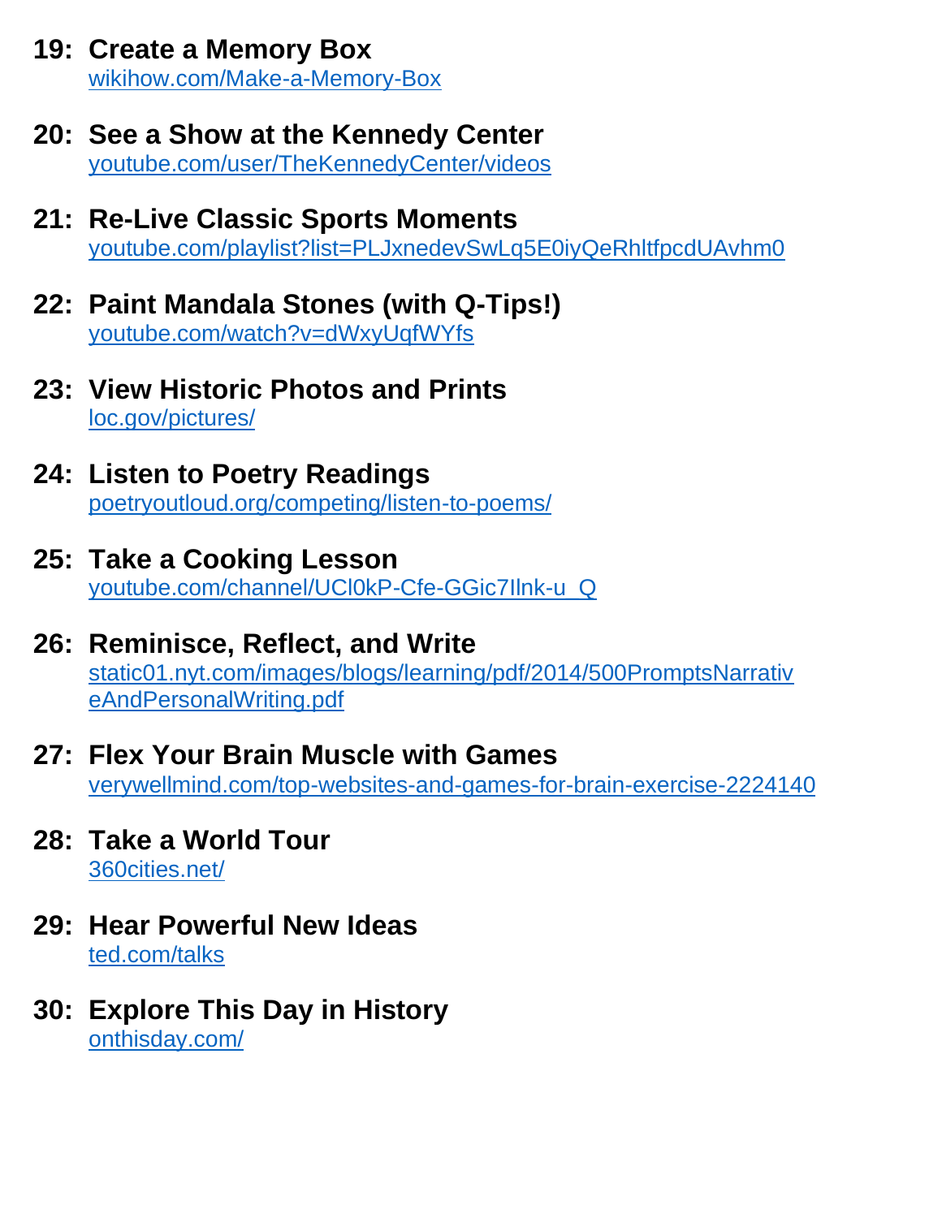**19: Create a Memory Box**
[wikihow.com/Make-a-Memory-Box](wikihow.com/Make-a-Memory-Box)

**20: See a Show at the Kennedy Center**
[youtube.com/user/TheKennedyCenter/videos](youtube.com/user/TheKennedyCenter/videos)

**21: Re-Live Classic Sports Moments**
[youtube.com/playlist?list=PLJxnedevSwLq5E0iyQeRhltfpcdUAvhm0](youtube.com/playlist?list=PLJxnedevSwLq5E0iyQeRhltfpcdUAvhm0)

**22: Paint Mandala Stones (with Q-Tips!)**
[youtube.com/watch?v=dWxyUqfWYfs](youtube.com/watch?v=dWxyUqfWYfs)

**23: View Historic Photos and Prints**
[loc.gov/pictures/](loc.gov/pictures/)

**24: Listen to Poetry Readings**
[poetryoutloud.org/competing/listen-to-poems/](poetryoutloud.org/competing/listen-to-poems/)

**25: Take a Cooking Lesson**
[youtube.com/channel/UCl0kP-Cfe-GGic7Ilnk-u_Q](youtube.com/channel/UCl0kP-Cfe-GGic7Ilnk-u_Q)

**26: Reminisce, Reflect, and Write**
[static01.nyt.com/images/blogs/learning/pdf/2014/500PromptsNarrativeAndPersonalWriting.pdf](static01.nyt.com/images/blogs/learning/pdf/2014/500PromptsNarrativeAndPersonalWriting.pdf)

**27: Flex Your Brain Muscle with Games**
[verywellmind.com/top-websites-and-games-for-brain-exercise-2224140](verywellmind.com/top-websites-and-games-for-brain-exercise-2224140)

**28: Take a World Tour**
[360cities.net/](360cities.net/)

**29: Hear Powerful New Ideas**
[ted.com/talks](ted.com/talks)

**30: Explore This Day in History**
[onthisday.com/](onthisday.com/)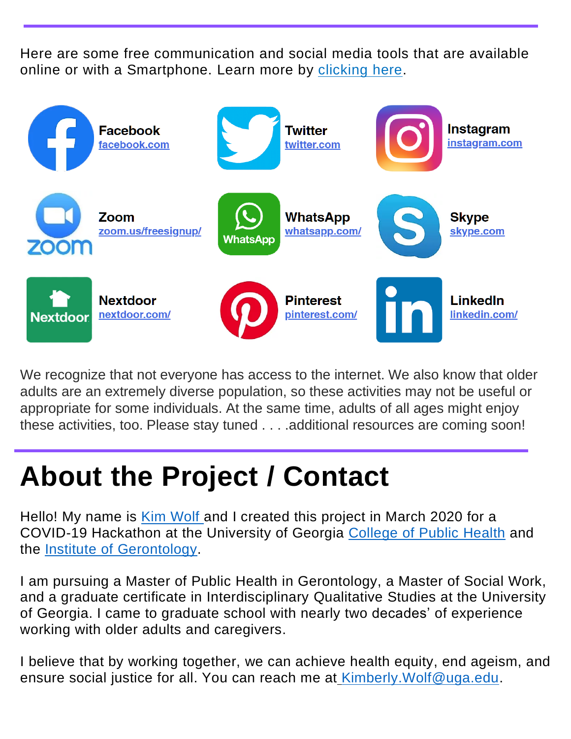Here are some free communication and social media tools that are available online or with a Smartphone. Learn more by clicking here.

**Facebook**
facebook.com

**Twitter**
twitter.com

**Instagram**
instagram.com

**Zoom**
zoom.us/freesignup/

**WhatsApp**
whatsapp.com/

**Skype**
skype.com

**Nextdoor**
nextdoor.com/

**Pinterest**
pinterest.com/

**LinkedIn**
linkedin.com/

We recognize that not everyone has access to the internet. We also know that older adults are an extremely diverse population, so these activities may not be useful or appropriate for some individuals. At the same time, adults of all ages might enjoy these activities, too. Please stay tuned . . . .additional resources are coming soon!

# About the Project / Contact

Hello! My name is Kim Wolf and I created this project in March 2020 for a COVID-19 Hackathon at the University of Georgia College of Public Health and the Institute of Gerontology.

I am pursuing a Master of Public Health in Gerontology, a Master of Social Work, and a graduate certificate in Interdisciplinary Qualitative Studies at the University of Georgia. I came to graduate school with nearly two decades' of experience working with older adults and caregivers.

I believe that by working together, we can achieve health equity, end ageism, and ensure social justice for all. You can reach me at Kimberly.Wolf@uga.edu.